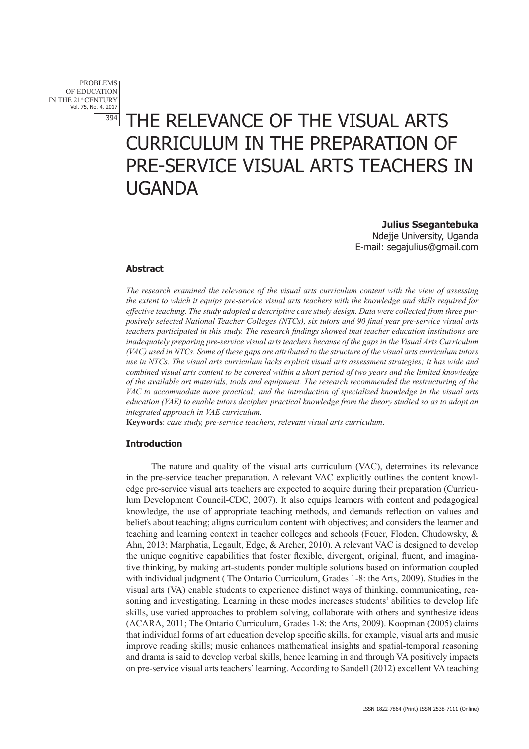# THE RELEVANCE OF THE VISUAL ARTS CURRICULUM IN THE PREPARATION OF PRE-SERVICE VISUAL ARTS TEACHERS IN UGANDA

**Julius Ssegantebuka**
Ndejje University, Uganda
E-mail: segajulius@gmail.com

### Abstract

*The research examined the relevance of the visual arts curriculum content with the view of assessing the extent to which it equips pre-service visual arts teachers with the knowledge and skills required for effective teaching. The study adopted a descriptive case study design. Data were collected from three purposively selected National Teacher Colleges (NTCs), six tutors and 90 final year pre-service visual arts teachers participated in this study. The research findings showed that teacher education institutions are inadequately preparing pre-service visual arts teachers because of the gaps in the Visual Arts Curriculum (VAC) used in NTCs. Some of these gaps are attributed to the structure of the visual arts curriculum tutors use in NTCs. The visual arts curriculum lacks explicit visual arts assessment strategies; it has wide and combined visual arts content to be covered within a short period of two years and the limited knowledge of the available art materials, tools and equipment. The research recommended the restructuring of the VAC to accommodate more practical; and the introduction of specialized knowledge in the visual arts education (VAE) to enable tutors decipher practical knowledge from the theory studied so as to adopt an integrated approach in VAE curriculum.*

**Keywords**: *case study, pre-service teachers, relevant visual arts curriculum*.

### Introduction

The nature and quality of the visual arts curriculum (VAC), determines its relevance in the pre-service teacher preparation. A relevant VAC explicitly outlines the content knowledge pre-service visual arts teachers are expected to acquire during their preparation (Curriculum Development Council-CDC, 2007). It also equips learners with content and pedagogical knowledge, the use of appropriate teaching methods, and demands reflection on values and beliefs about teaching; aligns curriculum content with objectives; and considers the learner and teaching and learning context in teacher colleges and schools (Feuer, Floden, Chudowsky, & Ahn, 2013; Marphatia, Legault, Edge, & Archer, 2010). A relevant VAC is designed to develop the unique cognitive capabilities that foster flexible, divergent, original, fluent, and imaginative thinking, by making art-students ponder multiple solutions based on information coupled with individual judgment ( The Ontario Curriculum, Grades 1-8: the Arts, 2009). Studies in the visual arts (VA) enable students to experience distinct ways of thinking, communicating, reasoning and investigating. Learning in these modes increases students' abilities to develop life skills, use varied approaches to problem solving, collaborate with others and synthesize ideas (ACARA, 2011; The Ontario Curriculum, Grades 1-8: the Arts, 2009). Koopman (2005) claims that individual forms of art education develop specific skills, for example, visual arts and music improve reading skills; music enhances mathematical insights and spatial-temporal reasoning and drama is said to develop verbal skills, hence learning in and through VA positively impacts on pre-service visual arts teachers' learning. According to Sandell (2012) excellent VA teaching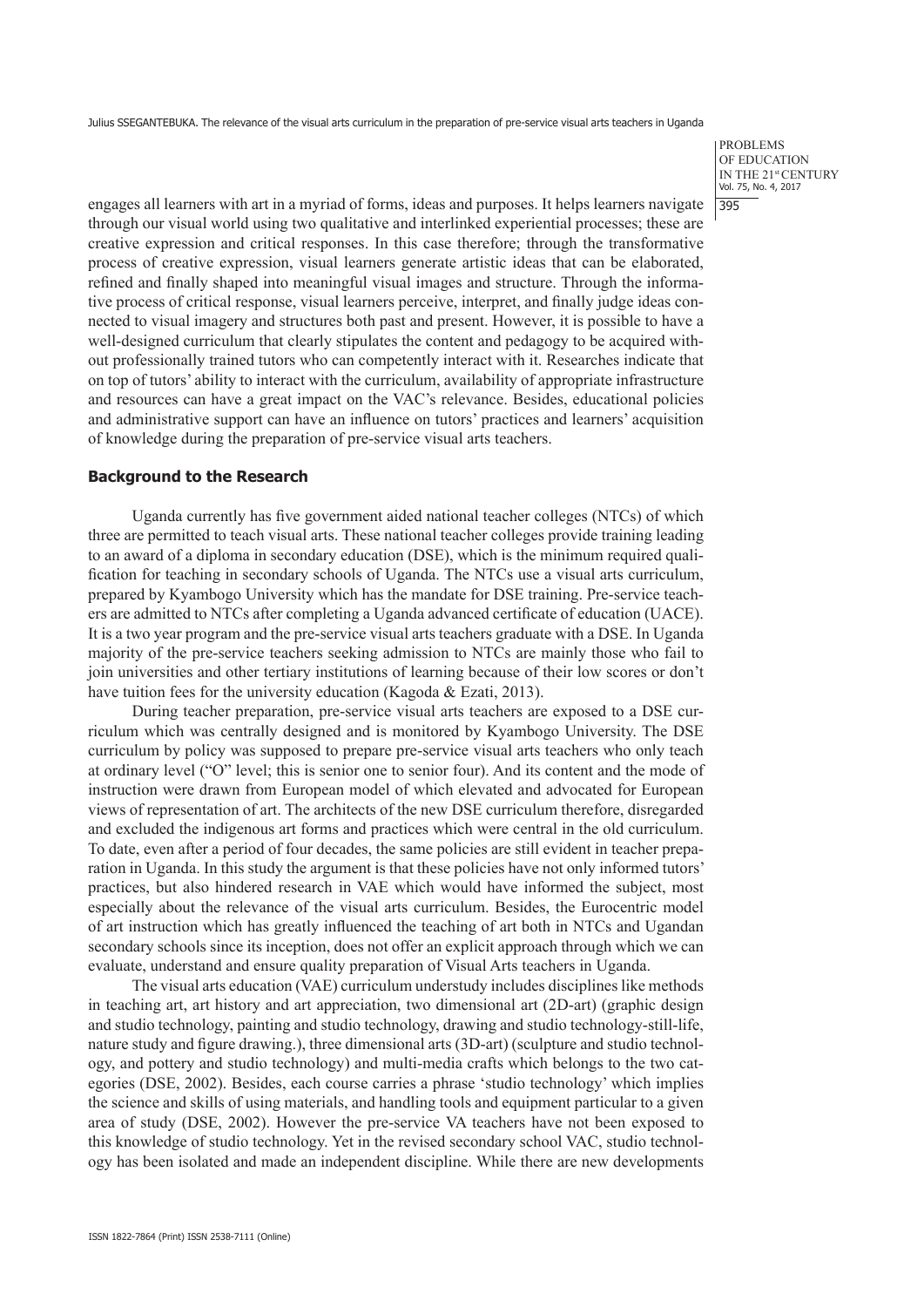engages all learners with art in a myriad of forms, ideas and purposes. It helps learners navigate through our visual world using two qualitative and interlinked experiential processes; these are creative expression and critical responses. In this case therefore; through the transformative process of creative expression, visual learners generate artistic ideas that can be elaborated, refined and finally shaped into meaningful visual images and structure. Through the informative process of critical response, visual learners perceive, interpret, and finally judge ideas connected to visual imagery and structures both past and present. However, it is possible to have a well-designed curriculum that clearly stipulates the content and pedagogy to be acquired without professionally trained tutors who can competently interact with it. Researches indicate that on top of tutors' ability to interact with the curriculum, availability of appropriate infrastructure and resources can have a great impact on the VAC's relevance. Besides, educational policies and administrative support can have an influence on tutors' practices and learners' acquisition of knowledge during the preparation of pre-service visual arts teachers.

## Background to the Research

Uganda currently has five government aided national teacher colleges (NTCs) of which three are permitted to teach visual arts. These national teacher colleges provide training leading to an award of a diploma in secondary education (DSE), which is the minimum required qualification for teaching in secondary schools of Uganda. The NTCs use a visual arts curriculum, prepared by Kyambogo University which has the mandate for DSE training. Pre-service teachers are admitted to NTCs after completing a Uganda advanced certificate of education (UACE). It is a two year program and the pre-service visual arts teachers graduate with a DSE. In Uganda majority of the pre-service teachers seeking admission to NTCs are mainly those who fail to join universities and other tertiary institutions of learning because of their low scores or don't have tuition fees for the university education (Kagoda & Ezati, 2013).

During teacher preparation, pre-service visual arts teachers are exposed to a DSE curriculum which was centrally designed and is monitored by Kyambogo University. The DSE curriculum by policy was supposed to prepare pre-service visual arts teachers who only teach at ordinary level ("O" level; this is senior one to senior four). And its content and the mode of instruction were drawn from European model of which elevated and advocated for European views of representation of art. The architects of the new DSE curriculum therefore, disregarded and excluded the indigenous art forms and practices which were central in the old curriculum. To date, even after a period of four decades, the same policies are still evident in teacher preparation in Uganda. In this study the argument is that these policies have not only informed tutors' practices, but also hindered research in VAE which would have informed the subject, most especially about the relevance of the visual arts curriculum. Besides, the Eurocentric model of art instruction which has greatly influenced the teaching of art both in NTCs and Ugandan secondary schools since its inception, does not offer an explicit approach through which we can evaluate, understand and ensure quality preparation of Visual Arts teachers in Uganda.

The visual arts education (VAE) curriculum understudy includes disciplines like methods in teaching art, art history and art appreciation, two dimensional art (2D-art) (graphic design and studio technology, painting and studio technology, drawing and studio technology-still-life, nature study and figure drawing.), three dimensional arts (3D-art) (sculpture and studio technology, and pottery and studio technology) and multi-media crafts which belongs to the two categories (DSE, 2002). Besides, each course carries a phrase 'studio technology' which implies the science and skills of using materials, and handling tools and equipment particular to a given area of study (DSE, 2002). However the pre-service VA teachers have not been exposed to this knowledge of studio technology. Yet in the revised secondary school VAC, studio technology has been isolated and made an independent discipline. While there are new developments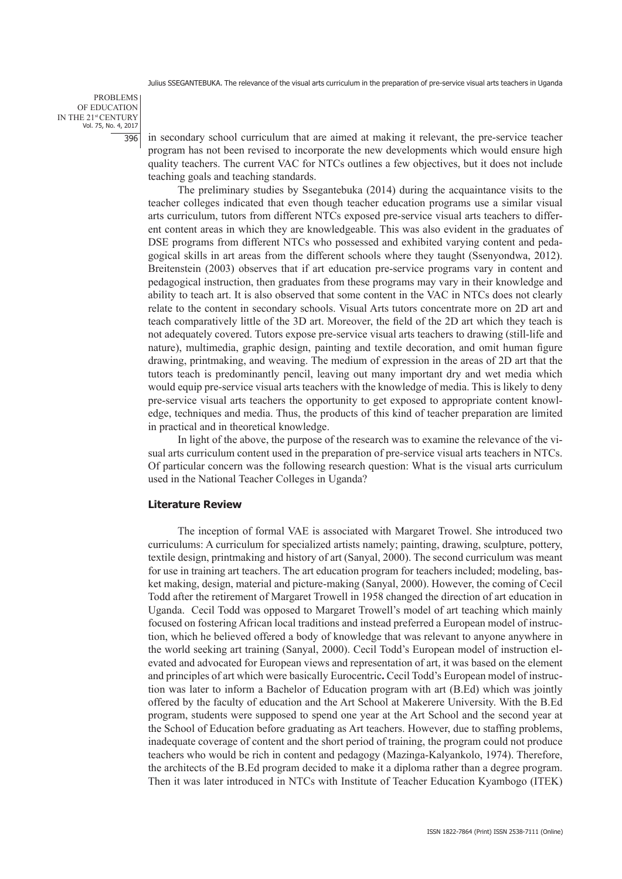in secondary school curriculum that are aimed at making it relevant, the pre-service teacher program has not been revised to incorporate the new developments which would ensure high quality teachers. The current VAC for NTCs outlines a few objectives, but it does not include teaching goals and teaching standards.

The preliminary studies by Ssegantebuka (2014) during the acquaintance visits to the teacher colleges indicated that even though teacher education programs use a similar visual arts curriculum, tutors from different NTCs exposed pre-service visual arts teachers to different content areas in which they are knowledgeable. This was also evident in the graduates of DSE programs from different NTCs who possessed and exhibited varying content and pedagogical skills in art areas from the different schools where they taught (Ssenyondwa, 2012). Breitenstein (2003) observes that if art education pre-service programs vary in content and pedagogical instruction, then graduates from these programs may vary in their knowledge and ability to teach art. It is also observed that some content in the VAC in NTCs does not clearly relate to the content in secondary schools. Visual Arts tutors concentrate more on 2D art and teach comparatively little of the 3D art. Moreover, the field of the 2D art which they teach is not adequately covered. Tutors expose pre-service visual arts teachers to drawing (still-life and nature), multimedia, graphic design, painting and textile decoration, and omit human figure drawing, printmaking, and weaving. The medium of expression in the areas of 2D art that the tutors teach is predominantly pencil, leaving out many important dry and wet media which would equip pre-service visual arts teachers with the knowledge of media. This is likely to deny pre-service visual arts teachers the opportunity to get exposed to appropriate content knowledge, techniques and media. Thus, the products of this kind of teacher preparation are limited in practical and in theoretical knowledge.

In light of the above, the purpose of the research was to examine the relevance of the visual arts curriculum content used in the preparation of pre-service visual arts teachers in NTCs. Of particular concern was the following research question: What is the visual arts curriculum used in the National Teacher Colleges in Uganda?

## Literature Review

The inception of formal VAE is associated with Margaret Trowel. She introduced two curriculums: A curriculum for specialized artists namely; painting, drawing, sculpture, pottery, textile design, printmaking and history of art (Sanyal, 2000). The second curriculum was meant for use in training art teachers. The art education program for teachers included; modeling, basket making, design, material and picture-making (Sanyal, 2000). However, the coming of Cecil Todd after the retirement of Margaret Trowell in 1958 changed the direction of art education in Uganda. Cecil Todd was opposed to Margaret Trowell's model of art teaching which mainly focused on fostering African local traditions and instead preferred a European model of instruction, which he believed offered a body of knowledge that was relevant to anyone anywhere in the world seeking art training (Sanyal, 2000). Cecil Todd's European model of instruction elevated and advocated for European views and representation of art, it was based on the element and principles of art which were basically Eurocentric**.** Cecil Todd's European model of instruction was later to inform a Bachelor of Education program with art (B.Ed) which was jointly offered by the faculty of education and the Art School at Makerere University. With the B.Ed program, students were supposed to spend one year at the Art School and the second year at the School of Education before graduating as Art teachers. However, due to staffing problems, inadequate coverage of content and the short period of training, the program could not produce teachers who would be rich in content and pedagogy (Mazinga-Kalyankolo, 1974). Therefore, the architects of the B.Ed program decided to make it a diploma rather than a degree program. Then it was later introduced in NTCs with Institute of Teacher Education Kyambogo (ITEK)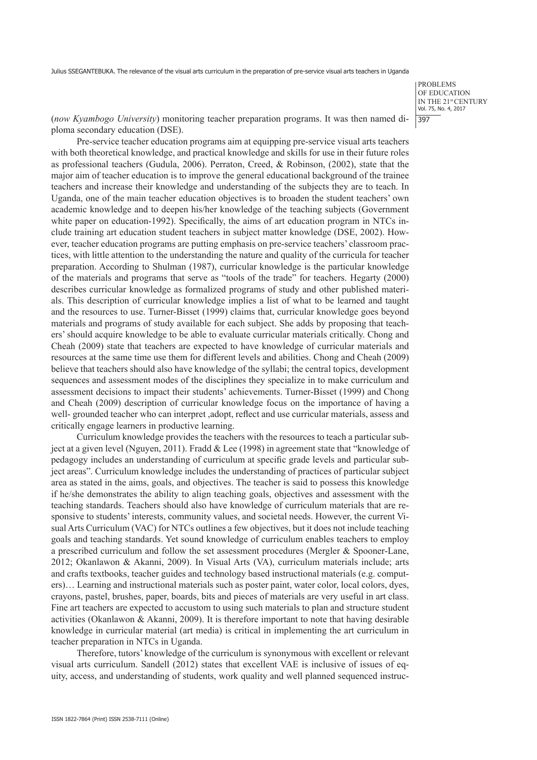(*now Kyambogo University*) monitoring teacher preparation programs. It was then named diploma secondary education (DSE).

Pre-service teacher education programs aim at equipping pre-service visual arts teachers with both theoretical knowledge, and practical knowledge and skills for use in their future roles as professional teachers (Gudula, 2006). Perraton, Creed, & Robinson, (2002), state that the major aim of teacher education is to improve the general educational background of the trainee teachers and increase their knowledge and understanding of the subjects they are to teach. In Uganda, one of the main teacher education objectives is to broaden the student teachers' own academic knowledge and to deepen his/her knowledge of the teaching subjects (Government white paper on education-1992). Specifically, the aims of art education program in NTCs include training art education student teachers in subject matter knowledge (DSE, 2002). However, teacher education programs are putting emphasis on pre-service teachers' classroom practices, with little attention to the understanding the nature and quality of the curricula for teacher preparation. According to Shulman (1987), curricular knowledge is the particular knowledge of the materials and programs that serve as "tools of the trade" for teachers. Hegarty (2000) describes curricular knowledge as formalized programs of study and other published materials. This description of curricular knowledge implies a list of what to be learned and taught and the resources to use. Turner-Bisset (1999) claims that, curricular knowledge goes beyond materials and programs of study available for each subject. She adds by proposing that teachers' should acquire knowledge to be able to evaluate curricular materials critically. Chong and Cheah (2009) state that teachers are expected to have knowledge of curricular materials and resources at the same time use them for different levels and abilities. Chong and Cheah (2009) believe that teachers should also have knowledge of the syllabi; the central topics, development sequences and assessment modes of the disciplines they specialize in to make curriculum and assessment decisions to impact their students' achievements. Turner-Bisset (1999) and Chong and Cheah (2009) description of curricular knowledge focus on the importance of having a well- grounded teacher who can interpret ,adopt, reflect and use curricular materials, assess and critically engage learners in productive learning.

Curriculum knowledge provides the teachers with the resources to teach a particular subject at a given level (Nguyen, 2011). Fradd & Lee (1998) in agreement state that "knowledge of pedagogy includes an understanding of curriculum at specific grade levels and particular subject areas". Curriculum knowledge includes the understanding of practices of particular subject area as stated in the aims, goals, and objectives. The teacher is said to possess this knowledge if he/she demonstrates the ability to align teaching goals, objectives and assessment with the teaching standards. Teachers should also have knowledge of curriculum materials that are responsive to students' interests, community values, and societal needs. However, the current Visual Arts Curriculum (VAC) for NTCs outlines a few objectives, but it does not include teaching goals and teaching standards. Yet sound knowledge of curriculum enables teachers to employ a prescribed curriculum and follow the set assessment procedures (Mergler & Spooner-Lane, 2012; Okanlawon & Akanni, 2009). In Visual Arts (VA), curriculum materials include; arts and crafts textbooks, teacher guides and technology based instructional materials (e.g. computers)… Learning and instructional materials such as poster paint, water color, local colors, dyes, crayons, pastel, brushes, paper, boards, bits and pieces of materials are very useful in art class. Fine art teachers are expected to accustom to using such materials to plan and structure student activities (Okanlawon & Akanni, 2009). It is therefore important to note that having desirable knowledge in curricular material (art media) is critical in implementing the art curriculum in teacher preparation in NTCs in Uganda.

Therefore, tutors' knowledge of the curriculum is synonymous with excellent or relevant visual arts curriculum. Sandell (2012) states that excellent VAE is inclusive of issues of equity, access, and understanding of students, work quality and well planned sequenced instruc-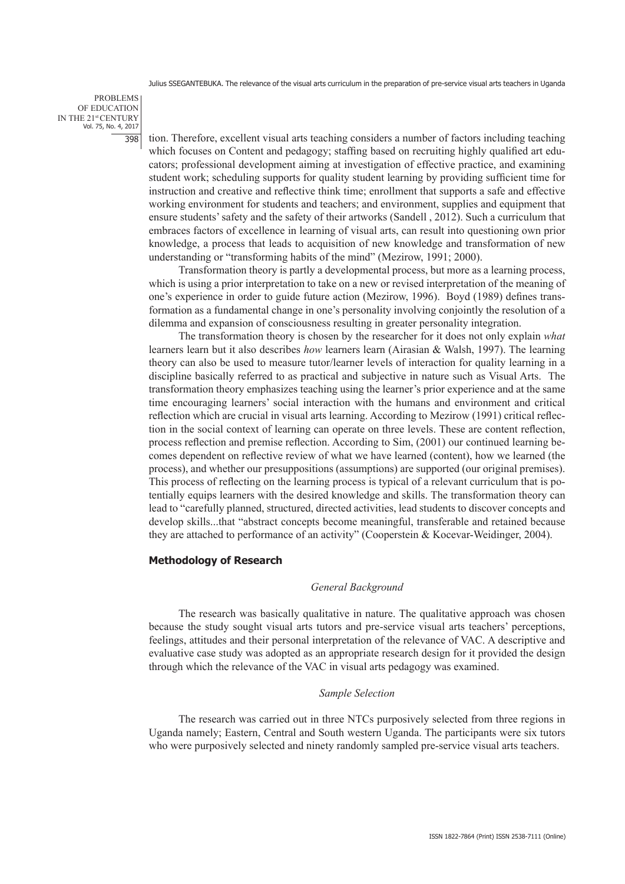tion. Therefore, excellent visual arts teaching considers a number of factors including teaching which focuses on Content and pedagogy; staffing based on recruiting highly qualified art educators; professional development aiming at investigation of effective practice, and examining student work; scheduling supports for quality student learning by providing sufficient time for instruction and creative and reflective think time; enrollment that supports a safe and effective working environment for students and teachers; and environment, supplies and equipment that ensure students' safety and the safety of their artworks (Sandell , 2012). Such a curriculum that embraces factors of excellence in learning of visual arts, can result into questioning own prior knowledge, a process that leads to acquisition of new knowledge and transformation of new understanding or "transforming habits of the mind" (Mezirow, 1991; 2000).

Transformation theory is partly a developmental process, but more as a learning process, which is using a prior interpretation to take on a new or revised interpretation of the meaning of one's experience in order to guide future action (Mezirow, 1996). Boyd (1989) defines transformation as a fundamental change in one's personality involving conjointly the resolution of a dilemma and expansion of consciousness resulting in greater personality integration.

The transformation theory is chosen by the researcher for it does not only explain *what* learners learn but it also describes *how* learners learn (Airasian & Walsh, 1997). The learning theory can also be used to measure tutor/learner levels of interaction for quality learning in a discipline basically referred to as practical and subjective in nature such as Visual Arts. The transformation theory emphasizes teaching using the learner's prior experience and at the same time encouraging learners' social interaction with the humans and environment and critical reflection which are crucial in visual arts learning. According to Mezirow (1991) critical reflection in the social context of learning can operate on three levels. These are content reflection, process reflection and premise reflection. According to Sim, (2001) our continued learning becomes dependent on reflective review of what we have learned (content), how we learned (the process), and whether our presuppositions (assumptions) are supported (our original premises). This process of reflecting on the learning process is typical of a relevant curriculum that is potentially equips learners with the desired knowledge and skills. The transformation theory can lead to "carefully planned, structured, directed activities, lead students to discover concepts and develop skills...that "abstract concepts become meaningful, transferable and retained because they are attached to performance of an activity" (Cooperstein & Kocevar-Weidinger, 2004).

## Methodology of Research

### *General Background*

The research was basically qualitative in nature. The qualitative approach was chosen because the study sought visual arts tutors and pre-service visual arts teachers' perceptions, feelings, attitudes and their personal interpretation of the relevance of VAC. A descriptive and evaluative case study was adopted as an appropriate research design for it provided the design through which the relevance of the VAC in visual arts pedagogy was examined.

### *Sample Selection*

The research was carried out in three NTCs purposively selected from three regions in Uganda namely; Eastern, Central and South western Uganda. The participants were six tutors who were purposively selected and ninety randomly sampled pre-service visual arts teachers.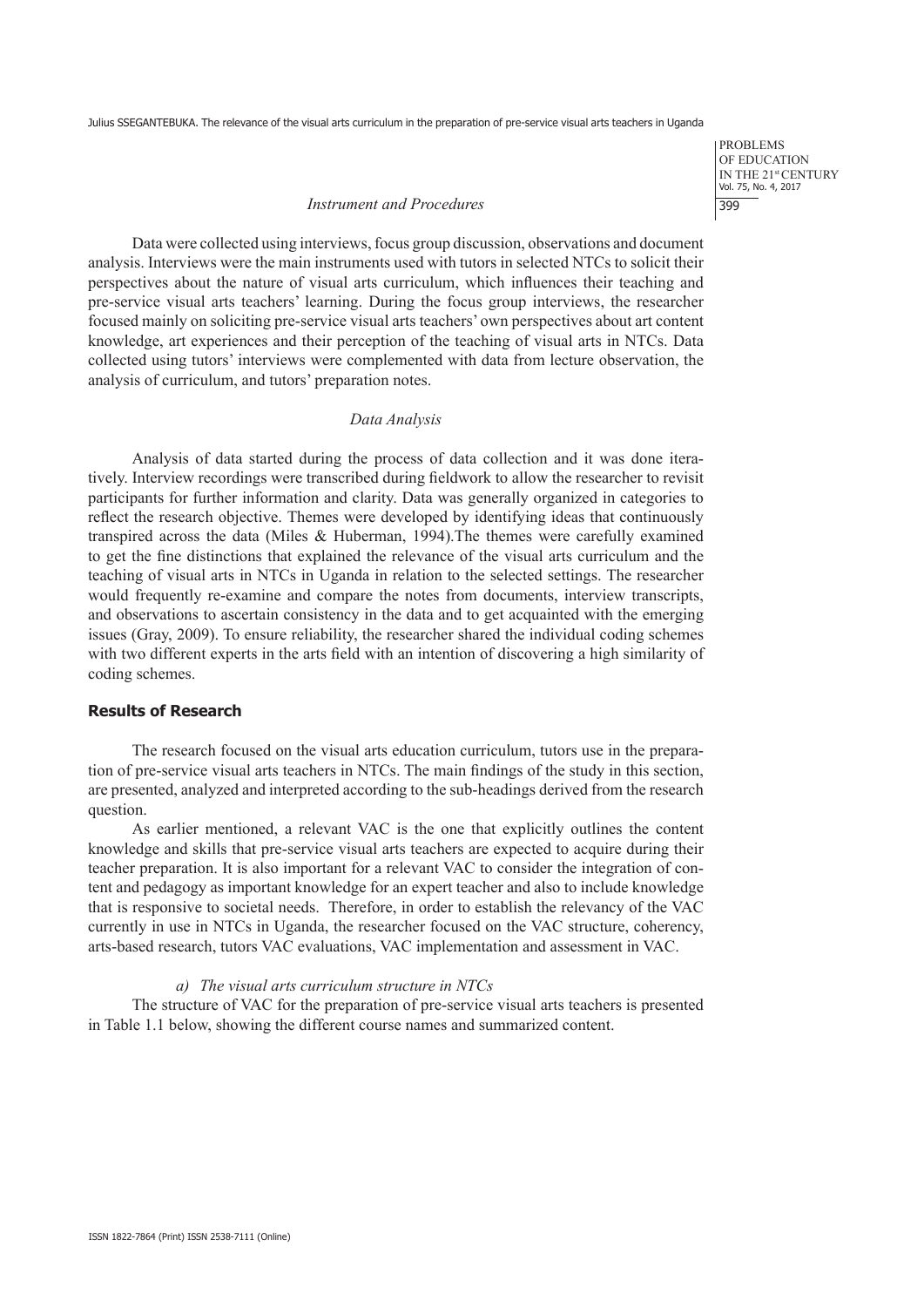### *Instrument and Procedures*

Data were collected using interviews, focus group discussion, observations and document analysis. Interviews were the main instruments used with tutors in selected NTCs to solicit their perspectives about the nature of visual arts curriculum, which influences their teaching and pre-service visual arts teachers' learning. During the focus group interviews, the researcher focused mainly on soliciting pre-service visual arts teachers' own perspectives about art content knowledge, art experiences and their perception of the teaching of visual arts in NTCs. Data collected using tutors' interviews were complemented with data from lecture observation, the analysis of curriculum, and tutors' preparation notes.

### *Data Analysis*

Analysis of data started during the process of data collection and it was done iteratively. Interview recordings were transcribed during fieldwork to allow the researcher to revisit participants for further information and clarity. Data was generally organized in categories to reflect the research objective. Themes were developed by identifying ideas that continuously transpired across the data (Miles & Huberman, 1994).The themes were carefully examined to get the fine distinctions that explained the relevance of the visual arts curriculum and the teaching of visual arts in NTCs in Uganda in relation to the selected settings. The researcher would frequently re-examine and compare the notes from documents, interview transcripts, and observations to ascertain consistency in the data and to get acquainted with the emerging issues (Gray, 2009). To ensure reliability, the researcher shared the individual coding schemes with two different experts in the arts field with an intention of discovering a high similarity of coding schemes.

## **Results of Research**

The research focused on the visual arts education curriculum, tutors use in the preparation of pre-service visual arts teachers in NTCs. The main findings of the study in this section, are presented, analyzed and interpreted according to the sub-headings derived from the research question.

As earlier mentioned, a relevant VAC is the one that explicitly outlines the content knowledge and skills that pre-service visual arts teachers are expected to acquire during their teacher preparation. It is also important for a relevant VAC to consider the integration of content and pedagogy as important knowledge for an expert teacher and also to include knowledge that is responsive to societal needs. Therefore, in order to establish the relevancy of the VAC currently in use in NTCs in Uganda, the researcher focused on the VAC structure, coherency, arts-based research, tutors VAC evaluations, VAC implementation and assessment in VAC.

*a) The visual arts curriculum structure in NTCs*

The structure of VAC for the preparation of pre-service visual arts teachers is presented in Table 1.1 below, showing the different course names and summarized content.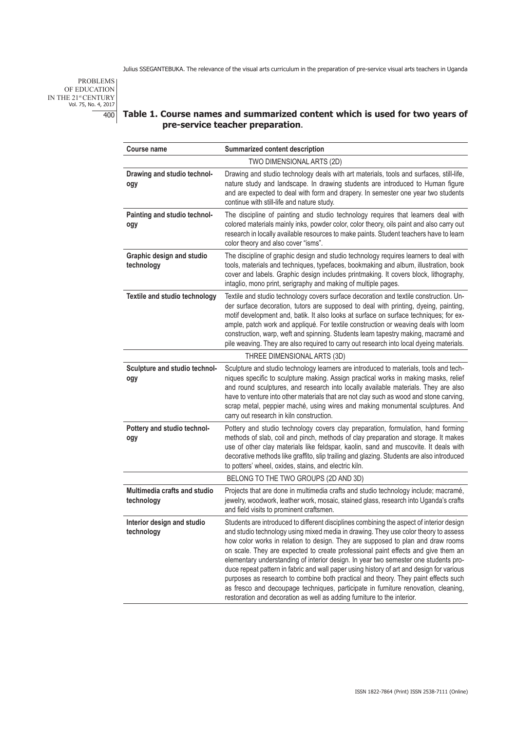**Table 1. Course names and summarized content which is used for two years of pre-service teacher preparation.**

| Course name | Summarized content description |
|---|---|
| TWO DIMENSIONAL ARTS (2D) | |
| **Drawing and studio technology** | Drawing and studio technology deals with art materials, tools and surfaces, still-life, nature study and landscape. In drawing students are introduced to Human figure and are expected to deal with form and drapery. In semester one year two students continue with still-life and nature study. |
| **Painting and studio technology** | The discipline of painting and studio technology requires that learners deal with colored materials mainly inks, powder color, color theory, oils paint and also carry out research in locally available resources to make paints. Student teachers have to learn color theory and also cover "isms". |
| **Graphic design and studio technology** | The discipline of graphic design and studio technology requires learners to deal with tools, materials and techniques, typefaces, bookmaking and album, illustration, book cover and labels. Graphic design includes printmaking. It covers block, lithography, intaglio, mono print, serigraphy and making of multiple pages. |
| **Textile and studio technology** | Textile and studio technology covers surface decoration and textile construction. Under surface decoration, tutors are supposed to deal with printing, dyeing, painting, motif development and, batik. It also looks at surface on surface techniques; for example, patch work and appliqué. For textile construction or weaving deals with loom construction, warp, weft and spinning. Students learn tapestry making, macramé and pile weaving. They are also required to carry out research into local dyeing materials. |
| THREE DIMENSIONAL ARTS (3D) | |
| **Sculpture and studio technology** | Sculpture and studio technology learners are introduced to materials, tools and techniques specific to sculpture making. Assign practical works in making masks, relief and round sculptures, and research into locally available materials. They are also have to venture into other materials that are not clay such as wood and stone carving, scrap metal, peppier maché, using wires and making monumental sculptures. And carry out research in kiln construction. |
| **Pottery and studio technology** | Pottery and studio technology covers clay preparation, formulation, hand forming methods of slab, coil and pinch, methods of clay preparation and storage. It makes use of other clay materials like feldspar, kaolin, sand and muscovite. It deals with decorative methods like graffito, slip trailing and glazing. Students are also introduced to potters' wheel, oxides, stains, and electric kiln. |
| BELONG TO THE TWO GROUPS (2D AND 3D) | |
| **Multimedia crafts and studio technology** | Projects that are done in multimedia crafts and studio technology include; macramé, jewelry, woodwork, leather work, mosaic, stained glass, research into Uganda's crafts and field visits to prominent craftsmen. |
| **Interior design and studio technology** | Students are introduced to different disciplines combining the aspect of interior design and studio technology using mixed media in drawing. They use color theory to assess how color works in relation to design. They are supposed to plan and draw rooms on scale. They are expected to create professional paint effects and give them an elementary understanding of interior design. In year two semester one students produce repeat pattern in fabric and wall paper using history of art and design for various purposes as research to combine both practical and theory. They paint effects such as fresco and decoupage techniques, participate in furniture renovation, cleaning, restoration and decoration as well as adding furniture to the interior. |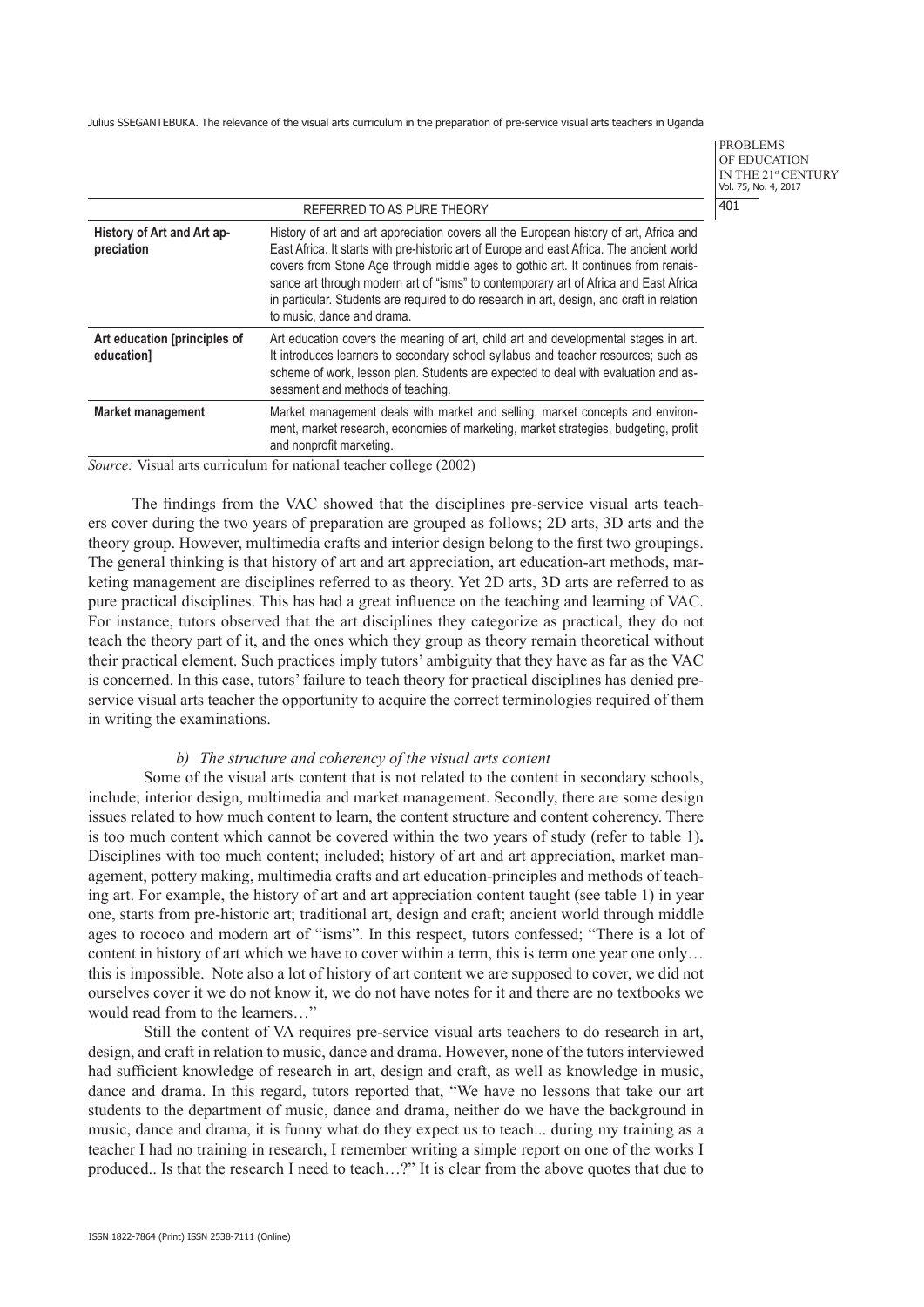| REFERRED TO AS PURE THEORY | |
|---|---|
| **History of Art and Art appreciation** | History of art and art appreciation covers all the European history of art, Africa and East Africa. It starts with pre-historic art of Europe and east Africa. The ancient world covers from Stone Age through middle ages to gothic art. It continues from renaissance art through modern art of "isms" to contemporary art of Africa and East Africa in particular. Students are required to do research in art, design, and craft in relation to music, dance and drama. |
| **Art education [principles of education]** | Art education covers the meaning of art, child art and developmental stages in art. It introduces learners to secondary school syllabus and teacher resources; such as scheme of work, lesson plan. Students are expected to deal with evaluation and assessment and methods of teaching. |
| **Market management** | Market management deals with market and selling, market concepts and environment, market research, economies of marketing, market strategies, budgeting, profit and nonprofit marketing. |

*Source:* Visual arts curriculum for national teacher college (2002)

The findings from the VAC showed that the disciplines pre-service visual arts teachers cover during the two years of preparation are grouped as follows; 2D arts, 3D arts and the theory group. However, multimedia crafts and interior design belong to the first two groupings. The general thinking is that history of art and art appreciation, art education-art methods, marketing management are disciplines referred to as theory. Yet 2D arts, 3D arts are referred to as pure practical disciplines. This has had a great influence on the teaching and learning of VAC. For instance, tutors observed that the art disciplines they categorize as practical, they do not teach the theory part of it, and the ones which they group as theory remain theoretical without their practical element. Such practices imply tutors' ambiguity that they have as far as the VAC is concerned. In this case, tutors' failure to teach theory for practical disciplines has denied pre-service visual arts teacher the opportunity to acquire the correct terminologies required of them in writing the examinations.

### *b) The structure and coherency of the visual arts content*

Some of the visual arts content that is not related to the content in secondary schools, include; interior design, multimedia and market management. Secondly, there are some design issues related to how much content to learn, the content structure and content coherency. There is too much content which cannot be covered within the two years of study (refer to table 1**).** Disciplines with too much content; included; history of art and art appreciation, market management, pottery making, multimedia crafts and art education-principles and methods of teaching art. For example, the history of art and art appreciation content taught (see table 1) in year one, starts from pre-historic art; traditional art, design and craft; ancient world through middle ages to rococo and modern art of "isms". In this respect, tutors confessed; "There is a lot of content in history of art which we have to cover within a term, this is term one year one only… this is impossible. Note also a lot of history of art content we are supposed to cover, we did not ourselves cover it we do not know it, we do not have notes for it and there are no textbooks we would read from to the learners…"

Still the content of VA requires pre-service visual arts teachers to do research in art, design, and craft in relation to music, dance and drama. However, none of the tutors interviewed had sufficient knowledge of research in art, design and craft, as well as knowledge in music, dance and drama. In this regard, tutors reported that, "We have no lessons that take our art students to the department of music, dance and drama, neither do we have the background in music, dance and drama, it is funny what do they expect us to teach... during my training as a teacher I had no training in research, I remember writing a simple report on one of the works I produced.. Is that the research I need to teach…?" It is clear from the above quotes that due to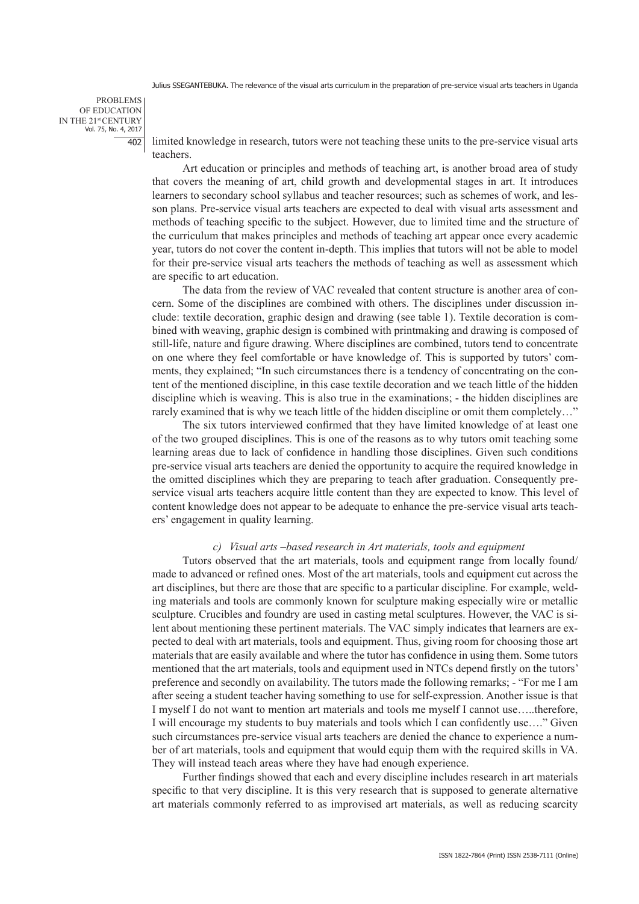limited knowledge in research, tutors were not teaching these units to the pre-service visual arts teachers.

Art education or principles and methods of teaching art, is another broad area of study that covers the meaning of art, child growth and developmental stages in art. It introduces learners to secondary school syllabus and teacher resources; such as schemes of work, and lesson plans. Pre-service visual arts teachers are expected to deal with visual arts assessment and methods of teaching specific to the subject. However, due to limited time and the structure of the curriculum that makes principles and methods of teaching art appear once every academic year, tutors do not cover the content in-depth. This implies that tutors will not be able to model for their pre-service visual arts teachers the methods of teaching as well as assessment which are specific to art education.

The data from the review of VAC revealed that content structure is another area of concern. Some of the disciplines are combined with others. The disciplines under discussion include: textile decoration, graphic design and drawing (see table 1). Textile decoration is combined with weaving, graphic design is combined with printmaking and drawing is composed of still-life, nature and figure drawing. Where disciplines are combined, tutors tend to concentrate on one where they feel comfortable or have knowledge of. This is supported by tutors' comments, they explained; "In such circumstances there is a tendency of concentrating on the content of the mentioned discipline, in this case textile decoration and we teach little of the hidden discipline which is weaving. This is also true in the examinations; - the hidden disciplines are rarely examined that is why we teach little of the hidden discipline or omit them completely…"

The six tutors interviewed confirmed that they have limited knowledge of at least one of the two grouped disciplines. This is one of the reasons as to why tutors omit teaching some learning areas due to lack of confidence in handling those disciplines. Given such conditions pre-service visual arts teachers are denied the opportunity to acquire the required knowledge in the omitted disciplines which they are preparing to teach after graduation. Consequently pre-service visual arts teachers acquire little content than they are expected to know. This level of content knowledge does not appear to be adequate to enhance the pre-service visual arts teachers' engagement in quality learning.

*c) Visual arts –based research in Art materials, tools and equipment*

Tutors observed that the art materials, tools and equipment range from locally found/ made to advanced or refined ones. Most of the art materials, tools and equipment cut across the art disciplines, but there are those that are specific to a particular discipline. For example, welding materials and tools are commonly known for sculpture making especially wire or metallic sculpture. Crucibles and foundry are used in casting metal sculptures. However, the VAC is silent about mentioning these pertinent materials. The VAC simply indicates that learners are expected to deal with art materials, tools and equipment. Thus, giving room for choosing those art materials that are easily available and where the tutor has confidence in using them. Some tutors mentioned that the art materials, tools and equipment used in NTCs depend firstly on the tutors' preference and secondly on availability. The tutors made the following remarks; - "For me I am after seeing a student teacher having something to use for self-expression. Another issue is that I myself I do not want to mention art materials and tools me myself I cannot use…..therefore, I will encourage my students to buy materials and tools which I can confidently use…." Given such circumstances pre-service visual arts teachers are denied the chance to experience a number of art materials, tools and equipment that would equip them with the required skills in VA. They will instead teach areas where they have had enough experience.

Further findings showed that each and every discipline includes research in art materials specific to that very discipline. It is this very research that is supposed to generate alternative art materials commonly referred to as improvised art materials, as well as reducing scarcity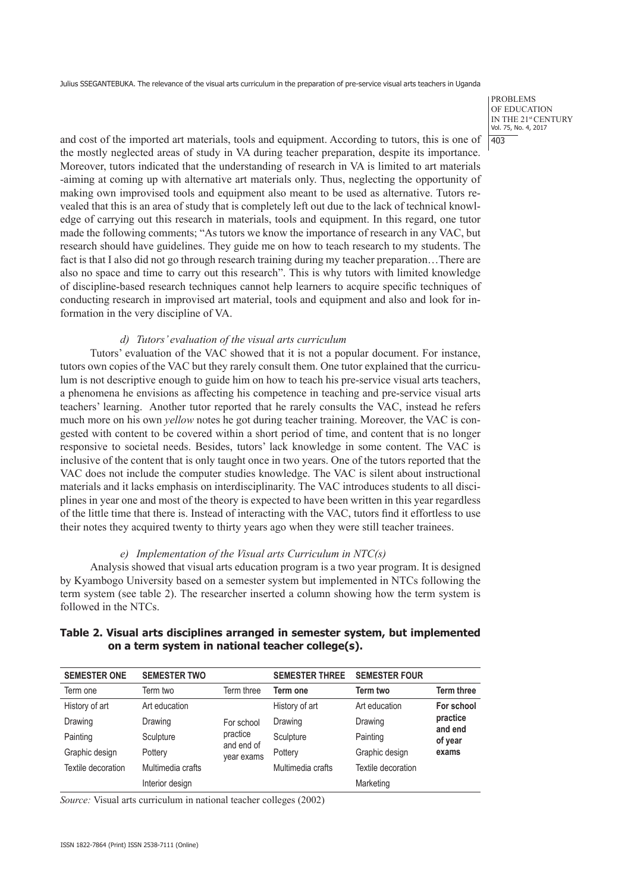and cost of the imported art materials, tools and equipment. According to tutors, this is one of the mostly neglected areas of study in VA during teacher preparation, despite its importance. Moreover, tutors indicated that the understanding of research in VA is limited to art materials -aiming at coming up with alternative art materials only. Thus, neglecting the opportunity of making own improvised tools and equipment also meant to be used as alternative. Tutors revealed that this is an area of study that is completely left out due to the lack of technical knowledge of carrying out this research in materials, tools and equipment. In this regard, one tutor made the following comments; "As tutors we know the importance of research in any VAC, but research should have guidelines. They guide me on how to teach research to my students. The fact is that I also did not go through research training during my teacher preparation…There are also no space and time to carry out this research". This is why tutors with limited knowledge of discipline-based research techniques cannot help learners to acquire specific techniques of conducting research in improvised art material, tools and equipment and also and look for information in the very discipline of VA.

*d) Tutors' evaluation of the visual arts curriculum*

Tutors' evaluation of the VAC showed that it is not a popular document. For instance, tutors own copies of the VAC but they rarely consult them. One tutor explained that the curriculum is not descriptive enough to guide him on how to teach his pre-service visual arts teachers, a phenomena he envisions as affecting his competence in teaching and pre-service visual arts teachers' learning. Another tutor reported that he rarely consults the VAC, instead he refers much more on his own *yellow* notes he got during teacher training. Moreover, the VAC is congested with content to be covered within a short period of time, and content that is no longer responsive to societal needs. Besides, tutors' lack knowledge in some content. The VAC is inclusive of the content that is only taught once in two years. One of the tutors reported that the VAC does not include the computer studies knowledge. The VAC is silent about instructional materials and it lacks emphasis on interdisciplinarity. The VAC introduces students to all disciplines in year one and most of the theory is expected to have been written in this year regardless of the little time that there is. Instead of interacting with the VAC, tutors find it effortless to use their notes they acquired twenty to thirty years ago when they were still teacher trainees.

*e) Implementation of the Visual arts Curriculum in NTC(s)*

Analysis showed that visual arts education program is a two year program. It is designed by Kyambogo University based on a semester system but implemented in NTCs following the term system (see table 2). The researcher inserted a column showing how the term system is followed in the NTCs.

**Table 2. Visual arts disciplines arranged in semester system, but implemented on a term system in national teacher college(s).**

| SEMESTER ONE | SEMESTER TWO | | SEMESTER THREE | SEMESTER FOUR | |
|---|---|---|---|---|---|
| Term one | Term two | Term three | **Term one** | **Term two** | **Term three** |
| History of art | Art education | For school practice and end of year exams | History of art | Art education | **For school practice and end of year exams** |
| Drawing | Drawing | | Drawing | Drawing | |
| Painting | Sculpture | | Sculpture | Painting | |
| Graphic design | Pottery | | Pottery | Graphic design | |
| Textile decoration | Multimedia crafts | | Multimedia crafts | Textile decoration | |
| | Interior design | | | Marketing | |

*Source:* Visual arts curriculum in national teacher colleges (2002)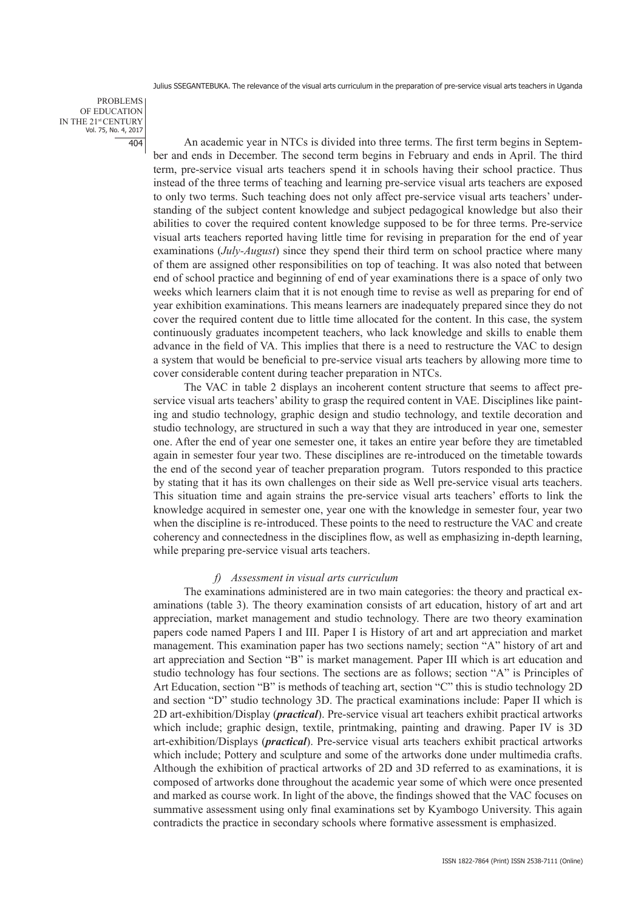An academic year in NTCs is divided into three terms. The first term begins in September and ends in December. The second term begins in February and ends in April. The third term, pre-service visual arts teachers spend it in schools having their school practice. Thus instead of the three terms of teaching and learning pre-service visual arts teachers are exposed to only two terms. Such teaching does not only affect pre-service visual arts teachers' understanding of the subject content knowledge and subject pedagogical knowledge but also their abilities to cover the required content knowledge supposed to be for three terms. Pre-service visual arts teachers reported having little time for revising in preparation for the end of year examinations (*July-August*) since they spend their third term on school practice where many of them are assigned other responsibilities on top of teaching. It was also noted that between end of school practice and beginning of end of year examinations there is a space of only two weeks which learners claim that it is not enough time to revise as well as preparing for end of year exhibition examinations. This means learners are inadequately prepared since they do not cover the required content due to little time allocated for the content. In this case, the system continuously graduates incompetent teachers, who lack knowledge and skills to enable them advance in the field of VA. This implies that there is a need to restructure the VAC to design a system that would be beneficial to pre-service visual arts teachers by allowing more time to cover considerable content during teacher preparation in NTCs.

The VAC in table 2 displays an incoherent content structure that seems to affect pre-service visual arts teachers' ability to grasp the required content in VAE. Disciplines like painting and studio technology, graphic design and studio technology, and textile decoration and studio technology, are structured in such a way that they are introduced in year one, semester one. After the end of year one semester one, it takes an entire year before they are timetabled again in semester four year two. These disciplines are re-introduced on the timetable towards the end of the second year of teacher preparation program. Tutors responded to this practice by stating that it has its own challenges on their side as Well pre-service visual arts teachers. This situation time and again strains the pre-service visual arts teachers' efforts to link the knowledge acquired in semester one, year one with the knowledge in semester four, year two when the discipline is re-introduced. These points to the need to restructure the VAC and create coherency and connectedness in the disciplines flow, as well as emphasizing in-depth learning, while preparing pre-service visual arts teachers.

### *f) Assessment in visual arts curriculum*

The examinations administered are in two main categories: the theory and practical examinations (table 3). The theory examination consists of art education, history of art and art appreciation, market management and studio technology. There are two theory examination papers code named Papers I and III. Paper I is History of art and art appreciation and market management. This examination paper has two sections namely; section "A" history of art and art appreciation and Section "B" is market management. Paper III which is art education and studio technology has four sections. The sections are as follows; section "A" is Principles of Art Education, section "B" is methods of teaching art, section "C" this is studio technology 2D and section "D" studio technology 3D. The practical examinations include: Paper II which is 2D art-exhibition/Display (***practical***). Pre-service visual art teachers exhibit practical artworks which include; graphic design, textile, printmaking, painting and drawing. Paper IV is 3D art-exhibition/Displays (***practical***). Pre-service visual arts teachers exhibit practical artworks which include; Pottery and sculpture and some of the artworks done under multimedia crafts. Although the exhibition of practical artworks of 2D and 3D referred to as examinations, it is composed of artworks done throughout the academic year some of which were once presented and marked as course work. In light of the above, the findings showed that the VAC focuses on summative assessment using only final examinations set by Kyambogo University. This again contradicts the practice in secondary schools where formative assessment is emphasized.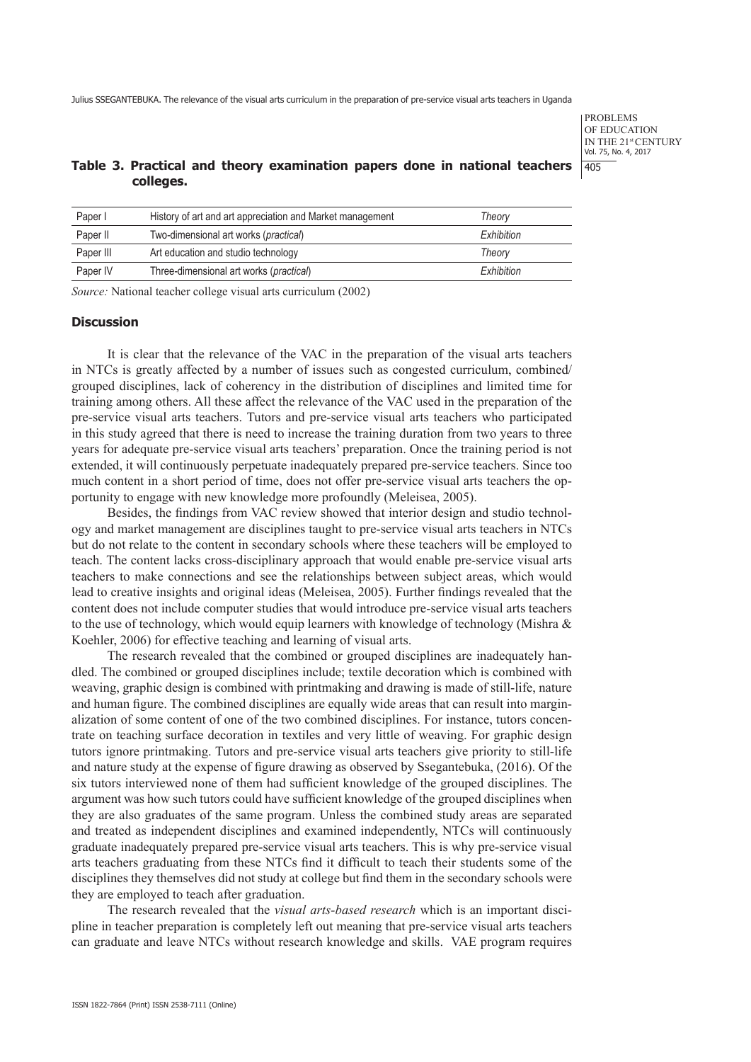**Table 3. Practical and theory examination papers done in national teachers colleges.**

| | | |
|---|---|---|
| Paper I | History of art and art appreciation and Market management | *Theory* |
| Paper II | Two-dimensional art works (*practical*) | *Exhibition* |
| Paper III | Art education and studio technology | *Theory* |
| Paper IV | Three-dimensional art works (*practical*) | *Exhibition* |

*Source:* National teacher college visual arts curriculum (2002)

### Discussion

It is clear that the relevance of the VAC in the preparation of the visual arts teachers in NTCs is greatly affected by a number of issues such as congested curriculum, combined/grouped disciplines, lack of coherency in the distribution of disciplines and limited time for training among others. All these affect the relevance of the VAC used in the preparation of the pre-service visual arts teachers. Tutors and pre-service visual arts teachers who participated in this study agreed that there is need to increase the training duration from two years to three years for adequate pre-service visual arts teachers' preparation. Once the training period is not extended, it will continuously perpetuate inadequately prepared pre-service teachers. Since too much content in a short period of time, does not offer pre-service visual arts teachers the opportunity to engage with new knowledge more profoundly (Meleisea, 2005).

Besides, the findings from VAC review showed that interior design and studio technology and market management are disciplines taught to pre-service visual arts teachers in NTCs but do not relate to the content in secondary schools where these teachers will be employed to teach. The content lacks cross-disciplinary approach that would enable pre-service visual arts teachers to make connections and see the relationships between subject areas, which would lead to creative insights and original ideas (Meleisea, 2005). Further findings revealed that the content does not include computer studies that would introduce pre-service visual arts teachers to the use of technology, which would equip learners with knowledge of technology (Mishra & Koehler, 2006) for effective teaching and learning of visual arts.

The research revealed that the combined or grouped disciplines are inadequately handled. The combined or grouped disciplines include; textile decoration which is combined with weaving, graphic design is combined with printmaking and drawing is made of still-life, nature and human figure. The combined disciplines are equally wide areas that can result into marginalization of some content of one of the two combined disciplines. For instance, tutors concentrate on teaching surface decoration in textiles and very little of weaving. For graphic design tutors ignore printmaking. Tutors and pre-service visual arts teachers give priority to still-life and nature study at the expense of figure drawing as observed by Ssegantebuka, (2016). Of the six tutors interviewed none of them had sufficient knowledge of the grouped disciplines. The argument was how such tutors could have sufficient knowledge of the grouped disciplines when they are also graduates of the same program. Unless the combined study areas are separated and treated as independent disciplines and examined independently, NTCs will continuously graduate inadequately prepared pre-service visual arts teachers. This is why pre-service visual arts teachers graduating from these NTCs find it difficult to teach their students some of the disciplines they themselves did not study at college but find them in the secondary schools were they are employed to teach after graduation.

The research revealed that the *visual arts-based research* which is an important discipline in teacher preparation is completely left out meaning that pre-service visual arts teachers can graduate and leave NTCs without research knowledge and skills. VAE program requires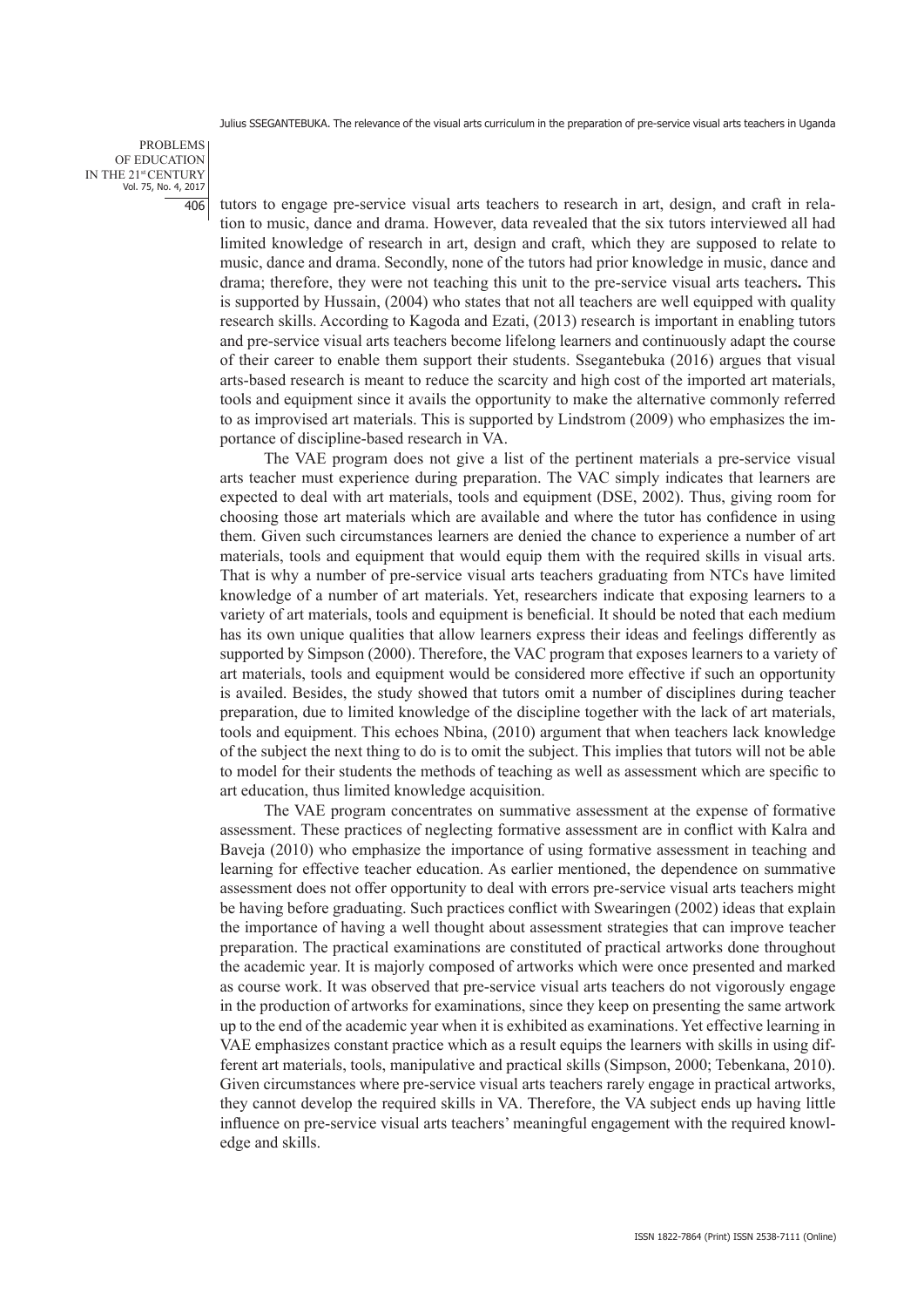tutors to engage pre-service visual arts teachers to research in art, design, and craft in relation to music, dance and drama. However, data revealed that the six tutors interviewed all had limited knowledge of research in art, design and craft, which they are supposed to relate to music, dance and drama. Secondly, none of the tutors had prior knowledge in music, dance and drama; therefore, they were not teaching this unit to the pre-service visual arts teachers**.** This is supported by Hussain, (2004) who states that not all teachers are well equipped with quality research skills. According to Kagoda and Ezati, (2013) research is important in enabling tutors and pre-service visual arts teachers become lifelong learners and continuously adapt the course of their career to enable them support their students. Ssegantebuka (2016) argues that visual arts-based research is meant to reduce the scarcity and high cost of the imported art materials, tools and equipment since it avails the opportunity to make the alternative commonly referred to as improvised art materials. This is supported by Lindstrom (2009) who emphasizes the importance of discipline-based research in VA.

The VAE program does not give a list of the pertinent materials a pre-service visual arts teacher must experience during preparation. The VAC simply indicates that learners are expected to deal with art materials, tools and equipment (DSE, 2002). Thus, giving room for choosing those art materials which are available and where the tutor has confidence in using them. Given such circumstances learners are denied the chance to experience a number of art materials, tools and equipment that would equip them with the required skills in visual arts. That is why a number of pre-service visual arts teachers graduating from NTCs have limited knowledge of a number of art materials. Yet, researchers indicate that exposing learners to a variety of art materials, tools and equipment is beneficial. It should be noted that each medium has its own unique qualities that allow learners express their ideas and feelings differently as supported by Simpson (2000). Therefore, the VAC program that exposes learners to a variety of art materials, tools and equipment would be considered more effective if such an opportunity is availed. Besides, the study showed that tutors omit a number of disciplines during teacher preparation, due to limited knowledge of the discipline together with the lack of art materials, tools and equipment. This echoes Nbina, (2010) argument that when teachers lack knowledge of the subject the next thing to do is to omit the subject. This implies that tutors will not be able to model for their students the methods of teaching as well as assessment which are specific to art education, thus limited knowledge acquisition.

The VAE program concentrates on summative assessment at the expense of formative assessment. These practices of neglecting formative assessment are in conflict with Kalra and Baveja (2010) who emphasize the importance of using formative assessment in teaching and learning for effective teacher education. As earlier mentioned, the dependence on summative assessment does not offer opportunity to deal with errors pre-service visual arts teachers might be having before graduating. Such practices conflict with Swearingen (2002) ideas that explain the importance of having a well thought about assessment strategies that can improve teacher preparation. The practical examinations are constituted of practical artworks done throughout the academic year. It is majorly composed of artworks which were once presented and marked as course work. It was observed that pre-service visual arts teachers do not vigorously engage in the production of artworks for examinations, since they keep on presenting the same artwork up to the end of the academic year when it is exhibited as examinations. Yet effective learning in VAE emphasizes constant practice which as a result equips the learners with skills in using different art materials, tools, manipulative and practical skills (Simpson, 2000; Tebenkana, 2010). Given circumstances where pre-service visual arts teachers rarely engage in practical artworks, they cannot develop the required skills in VA. Therefore, the VA subject ends up having little influence on pre-service visual arts teachers' meaningful engagement with the required knowledge and skills.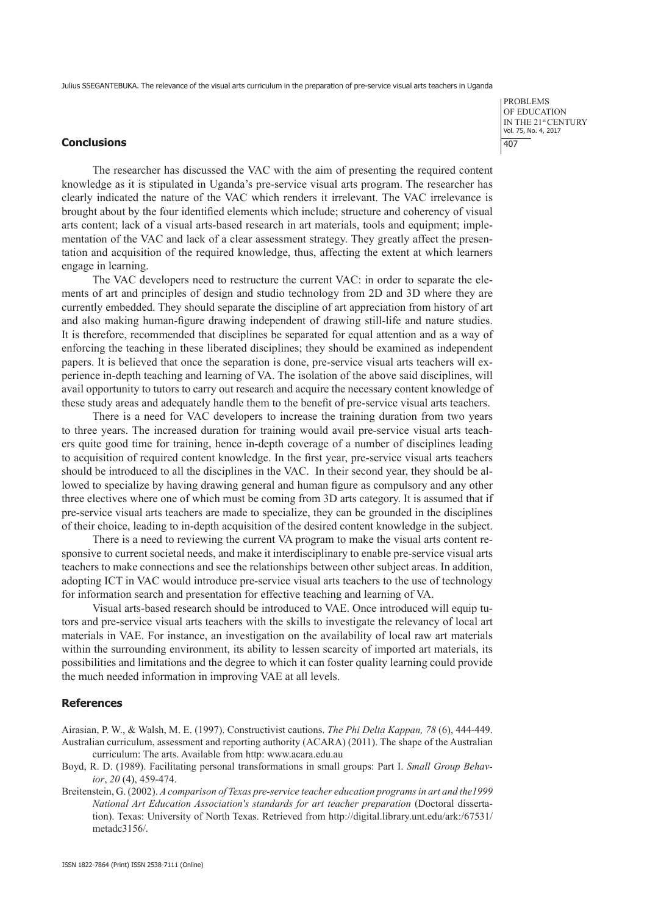## Conclusions

The researcher has discussed the VAC with the aim of presenting the required content knowledge as it is stipulated in Uganda's pre-service visual arts program. The researcher has clearly indicated the nature of the VAC which renders it irrelevant. The VAC irrelevance is brought about by the four identified elements which include; structure and coherency of visual arts content; lack of a visual arts-based research in art materials, tools and equipment; implementation of the VAC and lack of a clear assessment strategy. They greatly affect the presentation and acquisition of the required knowledge, thus, affecting the extent at which learners engage in learning.

The VAC developers need to restructure the current VAC: in order to separate the elements of art and principles of design and studio technology from 2D and 3D where they are currently embedded. They should separate the discipline of art appreciation from history of art and also making human-figure drawing independent of drawing still-life and nature studies. It is therefore, recommended that disciplines be separated for equal attention and as a way of enforcing the teaching in these liberated disciplines; they should be examined as independent papers. It is believed that once the separation is done, pre-service visual arts teachers will experience in-depth teaching and learning of VA. The isolation of the above said disciplines, will avail opportunity to tutors to carry out research and acquire the necessary content knowledge of these study areas and adequately handle them to the benefit of pre-service visual arts teachers.

There is a need for VAC developers to increase the training duration from two years to three years. The increased duration for training would avail pre-service visual arts teachers quite good time for training, hence in-depth coverage of a number of disciplines leading to acquisition of required content knowledge. In the first year, pre-service visual arts teachers should be introduced to all the disciplines in the VAC. In their second year, they should be allowed to specialize by having drawing general and human figure as compulsory and any other three electives where one of which must be coming from 3D arts category. It is assumed that if pre-service visual arts teachers are made to specialize, they can be grounded in the disciplines of their choice, leading to in-depth acquisition of the desired content knowledge in the subject.

There is a need to reviewing the current VA program to make the visual arts content responsive to current societal needs, and make it interdisciplinary to enable pre-service visual arts teachers to make connections and see the relationships between other subject areas. In addition, adopting ICT in VAC would introduce pre-service visual arts teachers to the use of technology for information search and presentation for effective teaching and learning of VA.

Visual arts-based research should be introduced to VAE. Once introduced will equip tutors and pre-service visual arts teachers with the skills to investigate the relevancy of local art materials in VAE. For instance, an investigation on the availability of local raw art materials within the surrounding environment, its ability to lessen scarcity of imported art materials, its possibilities and limitations and the degree to which it can foster quality learning could provide the much needed information in improving VAE at all levels.

## References

Airasian, P. W., & Walsh, M. E. (1997). Constructivist cautions. *The Phi Delta Kappan, 78* (6), 444-449.

Australian curriculum, assessment and reporting authority (ACARA) (2011). The shape of the Australian curriculum: The arts. Available from http: www.acara.edu.au

Boyd, R. D. (1989). Facilitating personal transformations in small groups: Part I. *Small Group Behavior*, *20* (4), 459-474.

Breitenstein, G. (2002). *A comparison of Texas pre-service teacher education programs in art and the1999 National Art Education Association's standards for art teacher preparation* (Doctoral dissertation). Texas: University of North Texas. Retrieved from http://digital.library.unt.edu/ark:/67531/metadc3156/.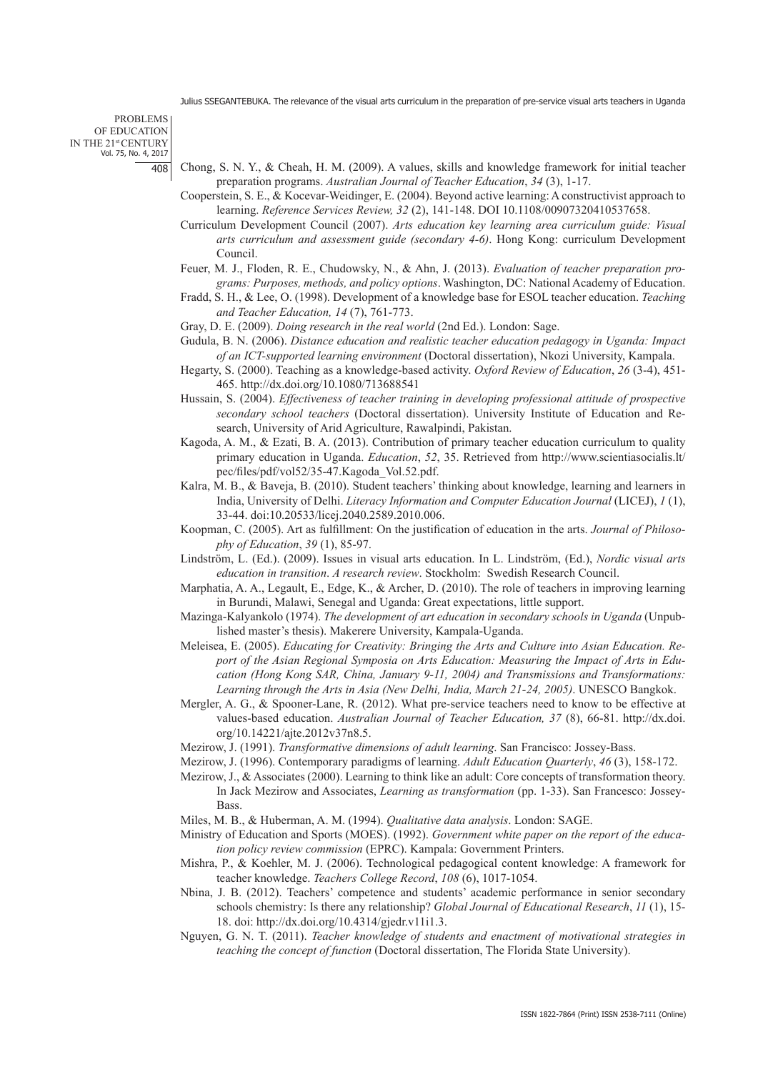Chong, S. N. Y., & Cheah, H. M. (2009). A values, skills and knowledge framework for initial teacher preparation programs. *Australian Journal of Teacher Education*, *34* (3), 1-17.

Cooperstein, S. E., & Kocevar-Weidinger, E. (2004). Beyond active learning: A constructivist approach to learning. *Reference Services Review, 32* (2), 141-148. DOI 10.1108/00907320410537658.

Curriculum Development Council (2007). *Arts education key learning area curriculum guide: Visual arts curriculum and assessment guide (secondary 4-6)*. Hong Kong: curriculum Development Council.

Feuer, M. J., Floden, R. E., Chudowsky, N., & Ahn, J. (2013). *Evaluation of teacher preparation programs: Purposes, methods, and policy options*. Washington, DC: National Academy of Education.

Fradd, S. H., & Lee, O. (1998). Development of a knowledge base for ESOL teacher education. *Teaching and Teacher Education, 14* (7), 761-773.

Gray, D. E. (2009). *Doing research in the real world* (2nd Ed.). London: Sage.

Gudula, B. N. (2006). *Distance education and realistic teacher education pedagogy in Uganda: Impact of an ICT-supported learning environment* (Doctoral dissertation), Nkozi University, Kampala.

Hegarty, S. (2000). Teaching as a knowledge-based activity. *Oxford Review of Education*, *26* (3-4), 451-465. http://dx.doi.org/10.1080/713688541

Hussain, S. (2004). *Effectiveness of teacher training in developing professional attitude of prospective secondary school teachers* (Doctoral dissertation). University Institute of Education and Research, University of Arid Agriculture, Rawalpindi, Pakistan.

Kagoda, A. M., & Ezati, B. A. (2013). Contribution of primary teacher education curriculum to quality primary education in Uganda. *Education*, *52*, 35. Retrieved from http://www.scientiasocialis.lt/pec/files/pdf/vol52/35-47.Kagoda_Vol.52.pdf.

Kalra, M. B., & Baveja, B. (2010). Student teachers' thinking about knowledge, learning and learners in India, University of Delhi. *Literacy Information and Computer Education Journal* (LICEJ), *1* (1), 33-44. doi:10.20533/licej.2040.2589.2010.006.

Koopman, C. (2005). Art as fulfillment: On the justification of education in the arts. *Journal of Philosophy of Education*, *39* (1), 85-97.

Lindström, L. (Ed.). (2009). Issues in visual arts education. In L. Lindström, (Ed.), *Nordic visual arts education in transition*. *A research review*. Stockholm: Swedish Research Council.

Marphatia, A. A., Legault, E., Edge, K., & Archer, D. (2010). The role of teachers in improving learning in Burundi, Malawi, Senegal and Uganda: Great expectations, little support.

Mazinga-Kalyankolo (1974). *The development of art education in secondary schools in Uganda* (Unpublished master's thesis). Makerere University, Kampala-Uganda.

Meleisea, E. (2005). *Educating for Creativity: Bringing the Arts and Culture into Asian Education. Report of the Asian Regional Symposia on Arts Education: Measuring the Impact of Arts in Education (Hong Kong SAR, China, January 9-11, 2004) and Transmissions and Transformations: Learning through the Arts in Asia (New Delhi, India, March 21-24, 2005)*. UNESCO Bangkok.

Mergler, A. G., & Spooner-Lane, R. (2012). What pre-service teachers need to know to be effective at values-based education. *Australian Journal of Teacher Education, 37* (8), 66-81. http://dx.doi.org/10.14221/ajte.2012v37n8.5.

Mezirow, J. (1991). *Transformative dimensions of adult learning*. San Francisco: Jossey-Bass.

Mezirow, J. (1996). Contemporary paradigms of learning. *Adult Education Quarterly*, *46* (3), 158-172.

Mezirow, J., & Associates (2000). Learning to think like an adult: Core concepts of transformation theory. In Jack Mezirow and Associates, *Learning as transformation* (pp. 1-33). San Francesco: Jossey-Bass.

Miles, M. B., & Huberman, A. M. (1994). *Qualitative data analysis*. London: SAGE.

Ministry of Education and Sports (MOES). (1992). *Government white paper on the report of the education policy review commission* (EPRC). Kampala: Government Printers.

Mishra, P., & Koehler, M. J. (2006). Technological pedagogical content knowledge: A framework for teacher knowledge. *Teachers College Record*, *108* (6), 1017-1054.

Nbina, J. B. (2012). Teachers' competence and students' academic performance in senior secondary schools chemistry: Is there any relationship? *Global Journal of Educational Research*, *11* (1), 15-18. doi: http://dx.doi.org/10.4314/gjedr.v11i1.3.

Nguyen, G. N. T. (2011). *Teacher knowledge of students and enactment of motivational strategies in teaching the concept of function* (Doctoral dissertation, The Florida State University).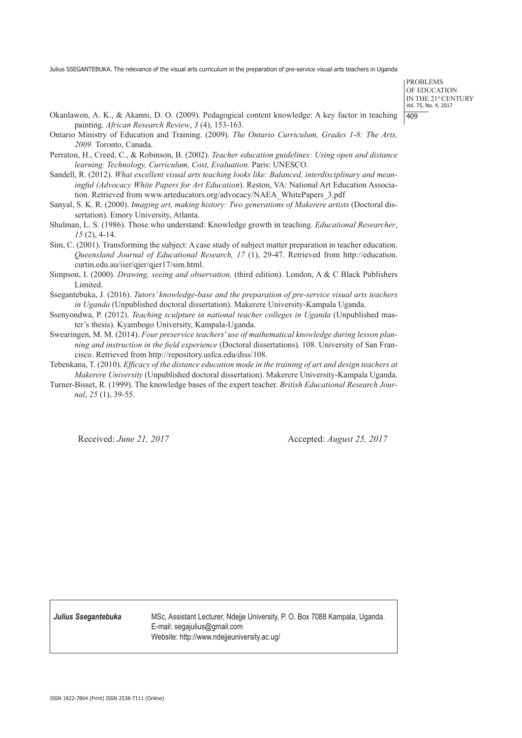Okanlawon, A. K., & Akanni, D. O. (2009). Pedagogical content knowledge: A key factor in teaching painting. *African Research Review*, *3* (4), 153-163.

Ontario Ministry of Education and Training. (2009). *The Ontario Curriculum, Grades 1-8: The Arts, 2009.* Toronto, Canada.

Perraton, H., Creed, C., & Robinson, B. (2002). *Teacher education guidelines: Using open and distance learning. Technology, Curriculum, Cost, Evaluation.* Paris: UNESCO.

Sandell, R. (2012). *What excellent visual arts teaching looks like: Balanced, interdisciplinary and meaningful (Advocacy White Papers for Art Education*). Reston, VA: National Art Education Association. Retrieved from www.arteducators.org/advocacy/NAEA_WhitePapers_3.pdf

Sanyal, S. K. R. (2000). *Imaging art, making history: Two generations of Makerere artists* (Doctoral dissertation). Emory University, Atlanta.

Shulman, L. S. (1986). Those who understand: Knowledge growth in teaching. *Educational Researcher*, *15* (2), 4-14.

Sim, C. (2001). Transforming the subject: A case study of subject matter preparation in teacher education. *Queensland Journal of Educational Research, 17* (1), 29-47. Retrieved from http://education.curtin.edu.au/iier/qjer/qjer17/sim.html.

Simpson, I. (2000). *Drawing, seeing and observation,* (third edition). London, A & C Black Publishers Limited.

Ssegantebuka, J. (2016). *Tutors' knowledge-base and the preparation of pre-service visual arts teachers in Uganda* (Unpublished doctoral dissertation). Makerere University-Kampala Uganda.

Ssenyondwa, P. (2012). *Teaching sculpture in national teacher colleges in Uganda* (Unpublished master's thesis). Kyambogo University, Kampala-Uganda.

Swearingen, M. M. (2014). *Four preservice teachers' use of mathematical knowledge during lesson planning and instruction in the field experience* (Doctoral dissertations). 108. University of San Francisco. Retrieved from http://repository.usfca.edu/diss/108.

Tebenkana, T. (2010). *Efficacy of the distance education mode in the training of art and design teachers at Makerere University* (Unpublished doctoral dissertation). Makerere University-Kampala Uganda.

Turner-Bisset, R. (1999). The knowledge bases of the expert teacher. *British Educational Research Journal*, *25* (1), 39-55.

Received: *June 21, 2017* Accepted: *August 25, 2017*

| | |
|---|---|
| ***Julius Ssegantebuka*** | MSc, Assistant Lecturer, Ndejje University, P. O. Box 7088 Kampala, Uganda.<br>E-mail: segajulius@gmail.com<br>Website: http://www.ndejjeuniversity.ac.ug/ |